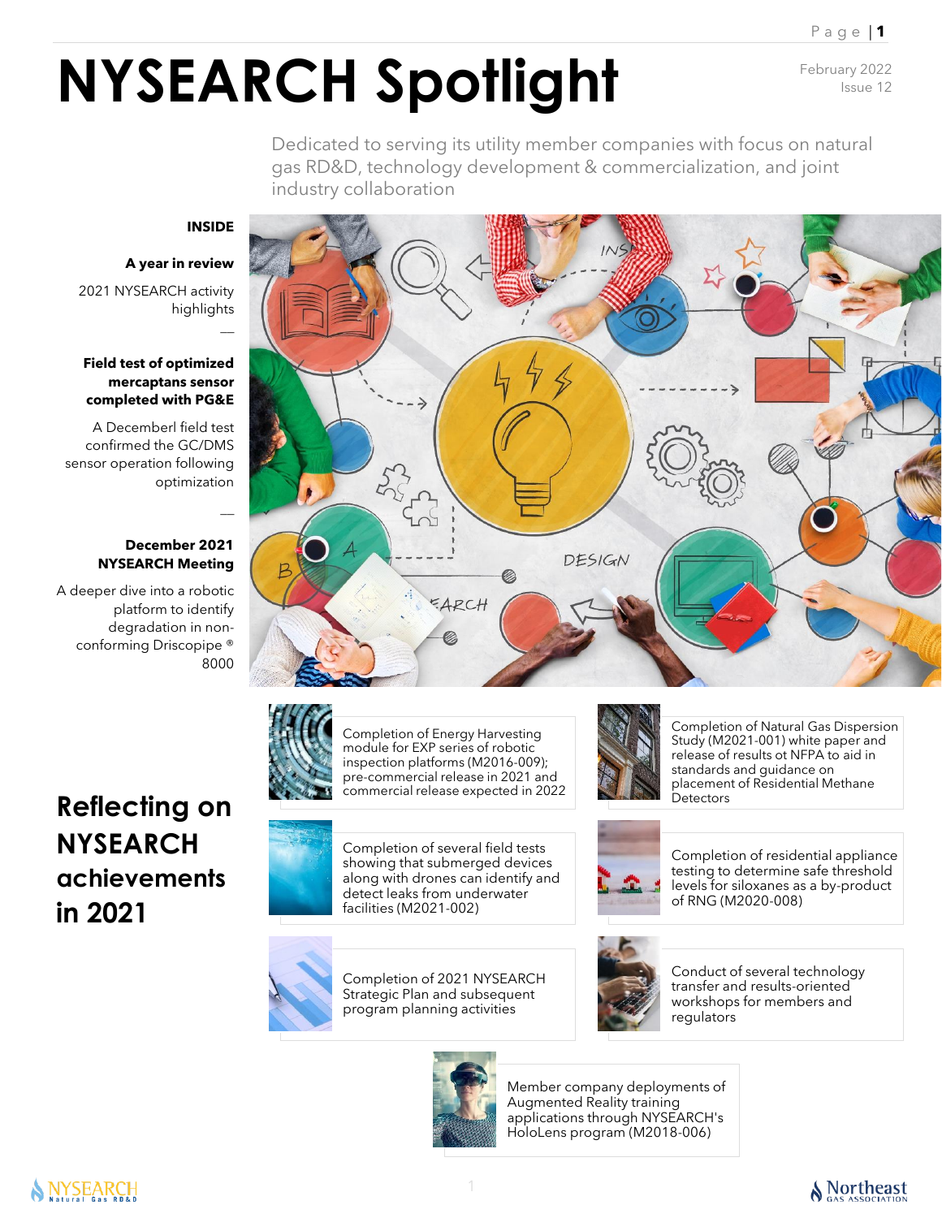# NYSEARCH Spotlight

February 2022
Issue 12

Dedicated to serving its utility member companies with focus on natural gas RD&D, technology development & commercialization, and joint industry collaboration

**INSIDE**

**A year in review**

2021 NYSEARCH activity highlights

—

**Field test of optimized mercaptans sensor completed with PG&E**

A Decemberl field test confirmed the GC/DMS sensor operation following optimization

—

**December 2021 NYSEARCH Meeting**

A deeper dive into a robotic platform to identify degradation in non-conforming Driscopipe ® 8000

## Reflecting on NYSEARCH achievements in 2021

- Completion of Energy Harvesting module for EXP series of robotic inspection platforms (M2016-009); pre-commercial release in 2021 and commercial release expected in 2022
- Completion of Natural Gas Dispersion Study (M2021-001) white paper and release of results ot NFPA to aid in standards and guidance on placement of Residential Methane Detectors
- Completion of several field tests showing that submerged devices along with drones can identify and detect leaks from underwater facilities (M2021-002)
- Completion of residential appliance testing to determine safe threshold levels for siloxanes as a by-product of RNG (M2020-008)
- Completion of 2021 NYSEARCH Strategic Plan and subsequent program planning activities
- Conduct of several technology transfer and results-oriented workshops for members and regulators
- Member company deployments of Augmented Reality training applications through NYSEARCH's HoloLens program (M2018-006)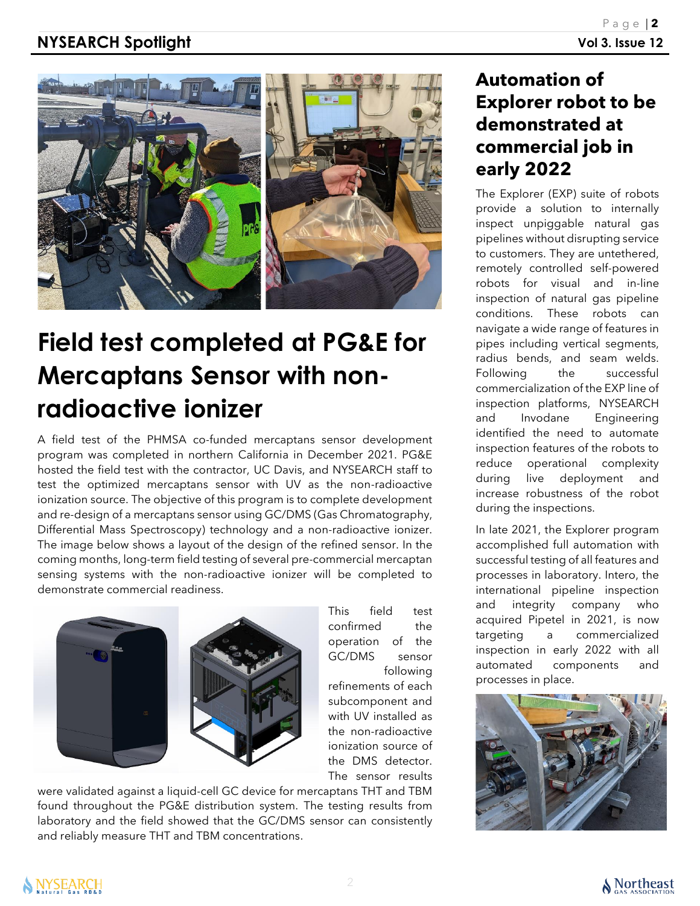# Field test completed at PG&E for Mercaptans Sensor with non-radioactive ionizer

A field test of the PHMSA co-funded mercaptans sensor development program was completed in northern California in December 2021. PG&E hosted the field test with the contractor, UC Davis, and NYSEARCH staff to test the optimized mercaptans sensor with UV as the non-radioactive ionization source. The objective of this program is to complete development and re-design of a mercaptans sensor using GC/DMS (Gas Chromatography, Differential Mass Spectroscopy) technology and a non-radioactive ionizer. The image below shows a layout of the design of the refined sensor. In the coming months, long-term field testing of several pre-commercial mercaptan sensing systems with the non-radioactive ionizer will be completed to demonstrate commercial readiness.

This field test confirmed the operation of the GC/DMS sensor following refinements of each subcomponent and with UV installed as the non-radioactive ionization source of the DMS detector. The sensor results were validated against a liquid-cell GC device for mercaptans THT and TBM found throughout the PG&E distribution system. The testing results from laboratory and the field showed that the GC/DMS sensor can consistently and reliably measure THT and TBM concentrations.

# Automation of Explorer robot to be demonstrated at commercial job in early 2022

The Explorer (EXP) suite of robots provide a solution to internally inspect unpiggable natural gas pipelines without disrupting service to customers. They are untethered, remotely controlled self-powered robots for visual and in-line inspection of natural gas pipeline conditions. These robots can navigate a wide range of features in pipes including vertical segments, radius bends, and seam welds. Following the successful commercialization of the EXP line of inspection platforms, NYSEARCH and Invodane Engineering identified the need to automate inspection features of the robots to reduce operational complexity during live deployment and increase robustness of the robot during the inspections.

In late 2021, the Explorer program accomplished full automation with successful testing of all features and processes in laboratory. Intero, the international pipeline inspection and integrity company who acquired Pipetel in 2021, is now targeting a commercialized inspection in early 2022 with all automated components and processes in place.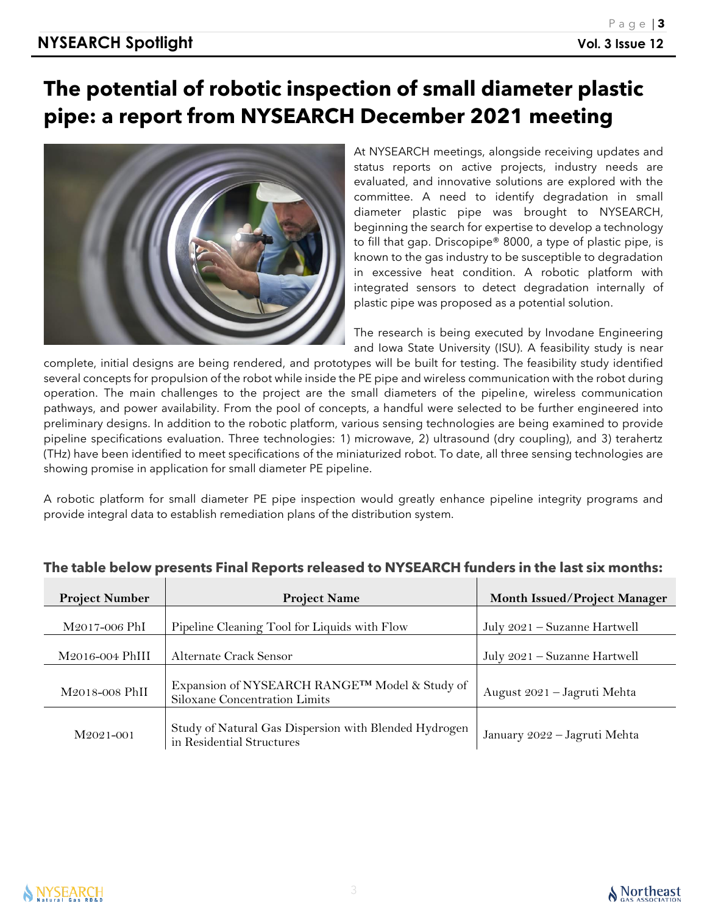# The potential of robotic inspection of small diameter plastic pipe: a report from NYSEARCH December 2021 meeting

At NYSEARCH meetings, alongside receiving updates and status reports on active projects, industry needs are evaluated, and innovative solutions are explored with the committee. A need to identify degradation in small diameter plastic pipe was brought to NYSEARCH, beginning the search for expertise to develop a technology to fill that gap. Driscopipe® 8000, a type of plastic pipe, is known to the gas industry to be susceptible to degradation in excessive heat condition. A robotic platform with integrated sensors to detect degradation internally of plastic pipe was proposed as a potential solution.

The research is being executed by Invodane Engineering and Iowa State University (ISU). A feasibility study is near complete, initial designs are being rendered, and prototypes will be built for testing. The feasibility study identified several concepts for propulsion of the robot while inside the PE pipe and wireless communication with the robot during operation. The main challenges to the project are the small diameters of the pipeline, wireless communication pathways, and power availability. From the pool of concepts, a handful were selected to be further engineered into preliminary designs. In addition to the robotic platform, various sensing technologies are being examined to provide pipeline specifications evaluation. Three technologies: 1) microwave, 2) ultrasound (dry coupling), and 3) terahertz (THz) have been identified to meet specifications of the miniaturized robot. To date, all three sensing technologies are showing promise in application for small diameter PE pipeline.

A robotic platform for small diameter PE pipe inspection would greatly enhance pipeline integrity programs and provide integral data to establish remediation plans of the distribution system.

### The table below presents Final Reports released to NYSEARCH funders in the last six months:

| Project Number | Project Name | Month Issued/Project Manager |
|---|---|---|
| M2017-006 PhI | Pipeline Cleaning Tool for Liquids with Flow | July 2021 – Suzanne Hartwell |
| M2016-004 PhIII | Alternate Crack Sensor | July 2021 – Suzanne Hartwell |
| M2018-008 PhII | Expansion of NYSEARCH RANGE™ Model & Study of Siloxane Concentration Limits | August 2021 – Jagruti Mehta |
| M2021-001 | Study of Natural Gas Dispersion with Blended Hydrogen in Residential Structures | January 2022 – Jagruti Mehta |